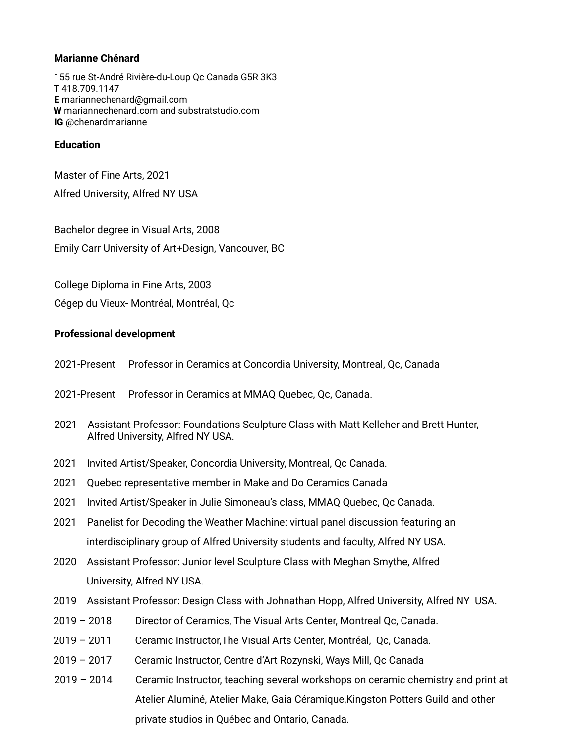**Marianne Chénard**

155 rue St-André Rivière-du-Loup Qc Canada G5R 3K3
**T** 418.709.1147
**E** mariannechenard@gmail.com
**W** mariannechenard.com and substratstudio.com
**IG** @chenardmarianne

**Education**

Master of Fine Arts, 2021
Alfred University, Alfred NY USA

Bachelor degree in Visual Arts, 2008
Emily Carr University of Art+Design, Vancouver, BC

College Diploma in Fine Arts, 2003
Cégep du Vieux- Montréal, Montréal, Qc

**Professional development**

2021-Present Professor in Ceramics at Concordia University, Montreal, Qc, Canada

2021-Present Professor in Ceramics at MMAQ Quebec, Qc, Canada.

2021 Assistant Professor: Foundations Sculpture Class with Matt Kelleher and Brett Hunter, Alfred University, Alfred NY USA.

2021 Invited Artist/Speaker, Concordia University, Montreal, Qc Canada.

2021 Quebec representative member in Make and Do Ceramics Canada

2021 Invited Artist/Speaker in Julie Simoneau's class, MMAQ Quebec, Qc Canada.

2021 Panelist for Decoding the Weather Machine: virtual panel discussion featuring an interdisciplinary group of Alfred University students and faculty, Alfred NY USA.

2020 Assistant Professor: Junior level Sculpture Class with Meghan Smythe, Alfred University, Alfred NY USA.

2019 Assistant Professor: Design Class with Johnathan Hopp, Alfred University, Alfred NY USA.

2019 – 2018 Director of Ceramics, The Visual Arts Center, Montreal Qc, Canada.

2019 – 2011 Ceramic Instructor,The Visual Arts Center, Montréal, Qc, Canada.

2019 – 2017 Ceramic Instructor, Centre d'Art Rozynski, Ways Mill, Qc Canada

2019 – 2014 Ceramic Instructor, teaching several workshops on ceramic chemistry and print at Atelier Aluminé, Atelier Make, Gaia Céramique,Kingston Potters Guild and other private studios in Québec and Ontario, Canada.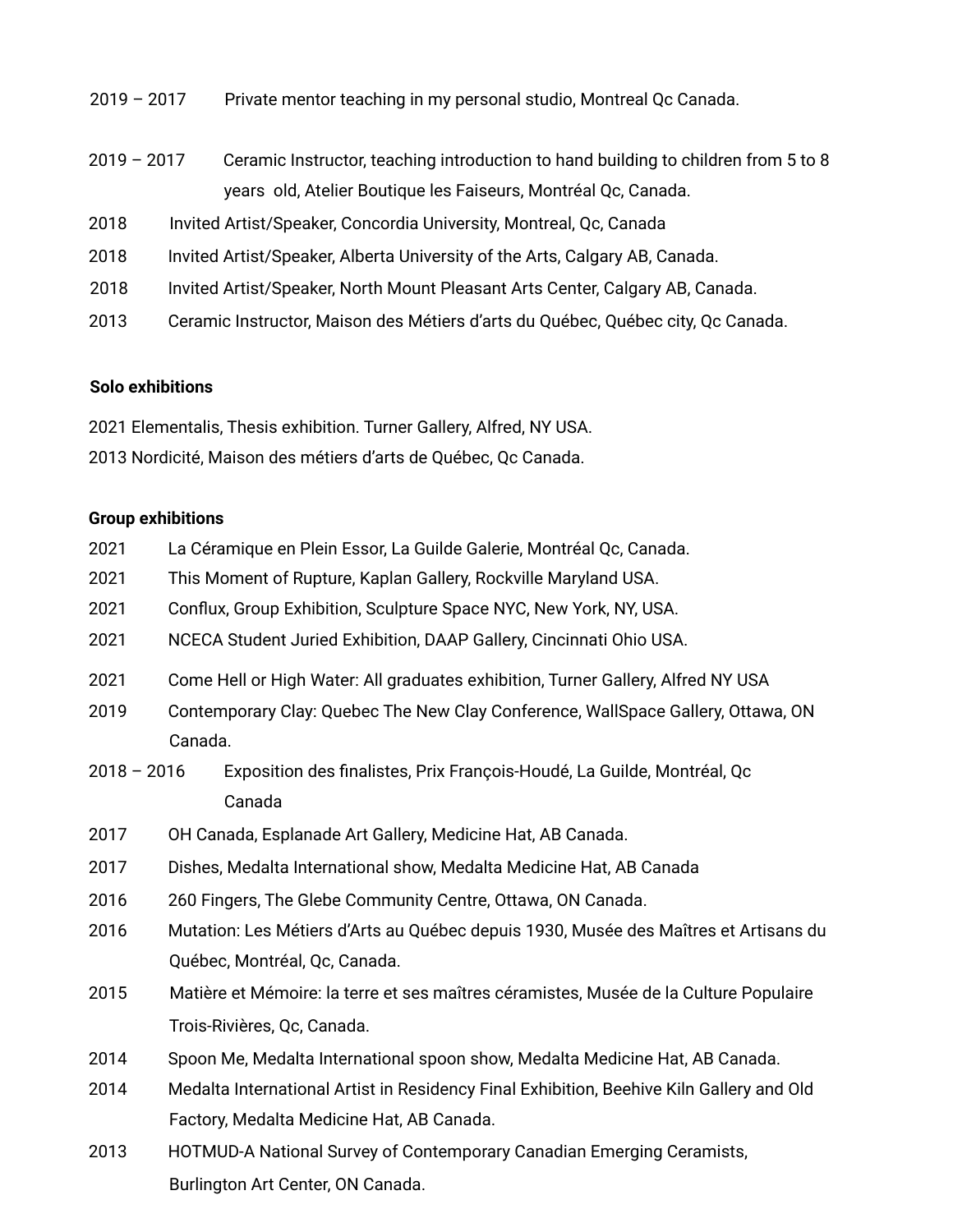2019 – 2017 Private mentor teaching in my personal studio, Montreal Qc Canada.

2019 – 2017 Ceramic Instructor, teaching introduction to hand building to children from 5 to 8 years old, Atelier Boutique les Faiseurs, Montréal Qc, Canada.

2018 Invited Artist/Speaker, Concordia University, Montreal, Qc, Canada

2018 Invited Artist/Speaker, Alberta University of the Arts, Calgary AB, Canada.

2018 Invited Artist/Speaker, North Mount Pleasant Arts Center, Calgary AB, Canada.

2013 Ceramic Instructor, Maison des Métiers d'arts du Québec, Québec city, Qc Canada.

**Solo exhibitions**

2021 Elementalis, Thesis exhibition. Turner Gallery, Alfred, NY USA.

2013 Nordicité, Maison des métiers d'arts de Québec, Qc Canada.

**Group exhibitions**

2021 La Céramique en Plein Essor, La Guilde Galerie, Montréal Qc, Canada.

2021 This Moment of Rupture, Kaplan Gallery, Rockville Maryland USA.

2021 Conflux, Group Exhibition, Sculpture Space NYC, New York, NY, USA.

2021 NCECA Student Juried Exhibition, DAAP Gallery, Cincinnati Ohio USA.

2021 Come Hell or High Water: All graduates exhibition, Turner Gallery, Alfred NY USA

2019 Contemporary Clay: Quebec The New Clay Conference, WallSpace Gallery, Ottawa, ON Canada.

2018 – 2016 Exposition des finalistes, Prix François-Houdé, La Guilde, Montréal, Qc Canada

2017 OH Canada, Esplanade Art Gallery, Medicine Hat, AB Canada.

2017 Dishes, Medalta International show, Medalta Medicine Hat, AB Canada

2016 260 Fingers, The Glebe Community Centre, Ottawa, ON Canada.

2016 Mutation: Les Métiers d'Arts au Québec depuis 1930, Musée des Maîtres et Artisans du Québec, Montréal, Qc, Canada.

2015 Matière et Mémoire: la terre et ses maîtres céramistes, Musée de la Culture Populaire Trois-Rivières, Qc, Canada.

2014 Spoon Me, Medalta International spoon show, Medalta Medicine Hat, AB Canada.

2014 Medalta International Artist in Residency Final Exhibition, Beehive Kiln Gallery and Old Factory, Medalta Medicine Hat, AB Canada.

2013 HOTMUD-A National Survey of Contemporary Canadian Emerging Ceramists, Burlington Art Center, ON Canada.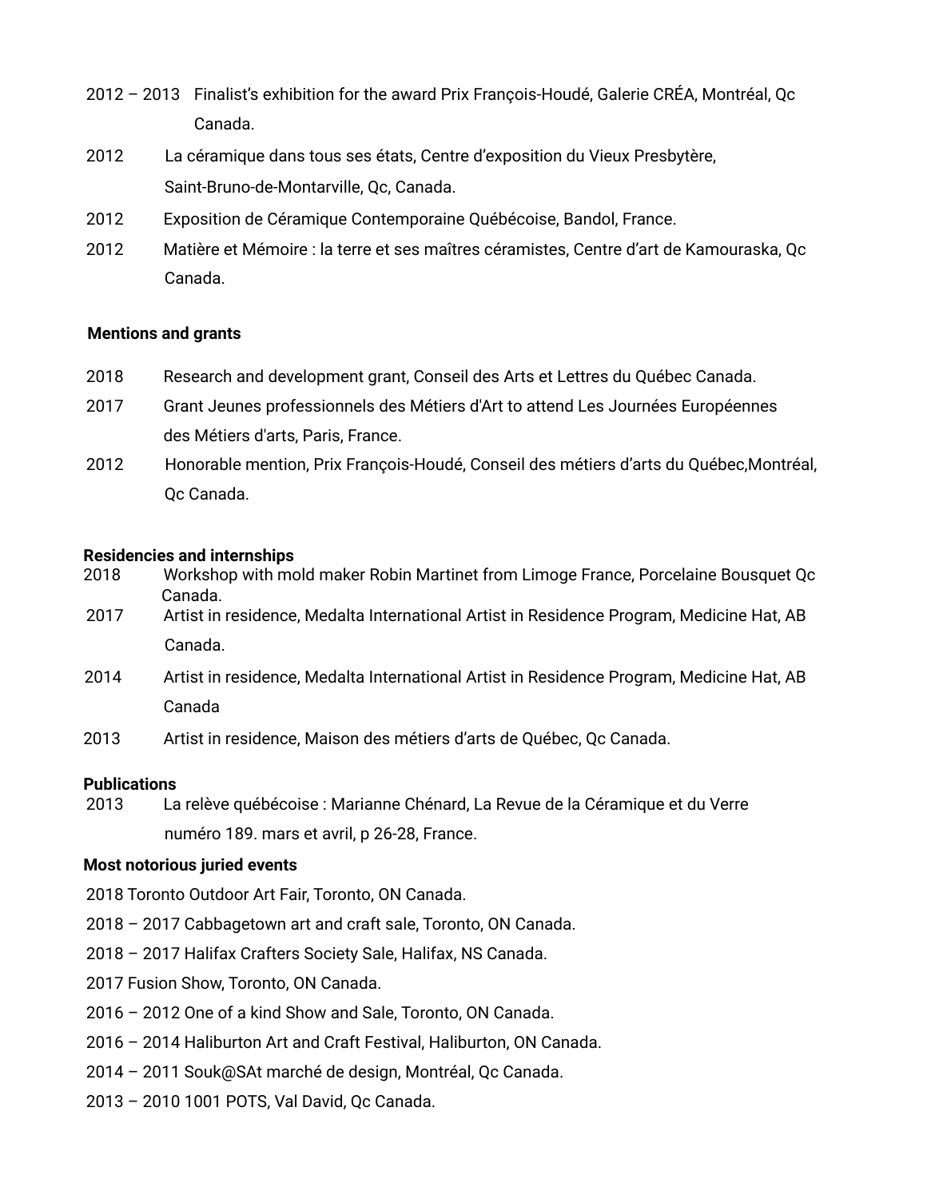2012 – 2013 Finalist's exhibition for the award Prix François-Houdé, Galerie CRÉA, Montréal, Qc Canada.

2012 La céramique dans tous ses états, Centre d'exposition du Vieux Presbytère, Saint-Bruno-de-Montarville, Qc, Canada.

2012 Exposition de Céramique Contemporaine Québécoise, Bandol, France.

2012 Matière et Mémoire : la terre et ses maîtres céramistes, Centre d'art de Kamouraska, Qc Canada.

**Mentions and grants**

2018 Research and development grant, Conseil des Arts et Lettres du Québec Canada.

2017 Grant Jeunes professionnels des Métiers d'Art to attend Les Journées Européennes des Métiers d'arts, Paris, France.

2012 Honorable mention, Prix François-Houdé, Conseil des métiers d'arts du Québec,Montréal, Qc Canada.

**Residencies and internships**

2018 Workshop with mold maker Robin Martinet from Limoge France, Porcelaine Bousquet Qc Canada.

2017 Artist in residence, Medalta International Artist in Residence Program, Medicine Hat, AB Canada.

2014 Artist in residence, Medalta International Artist in Residence Program, Medicine Hat, AB Canada

2013 Artist in residence, Maison des métiers d'arts de Québec, Qc Canada.

**Publications**

2013 La relève québécoise : Marianne Chénard, La Revue de la Céramique et du Verre numéro 189. mars et avril, p 26-28, France.

**Most notorious juried events**

2018 Toronto Outdoor Art Fair, Toronto, ON Canada.

2018 – 2017 Cabbagetown art and craft sale, Toronto, ON Canada.

2018 – 2017 Halifax Crafters Society Sale, Halifax, NS Canada.

2017 Fusion Show, Toronto, ON Canada.

2016 – 2012 One of a kind Show and Sale, Toronto, ON Canada.

2016 – 2014 Haliburton Art and Craft Festival, Haliburton, ON Canada.

2014 – 2011 Souk@SAt marché de design, Montréal, Qc Canada.

2013 – 2010 1001 POTS, Val David, Qc Canada.